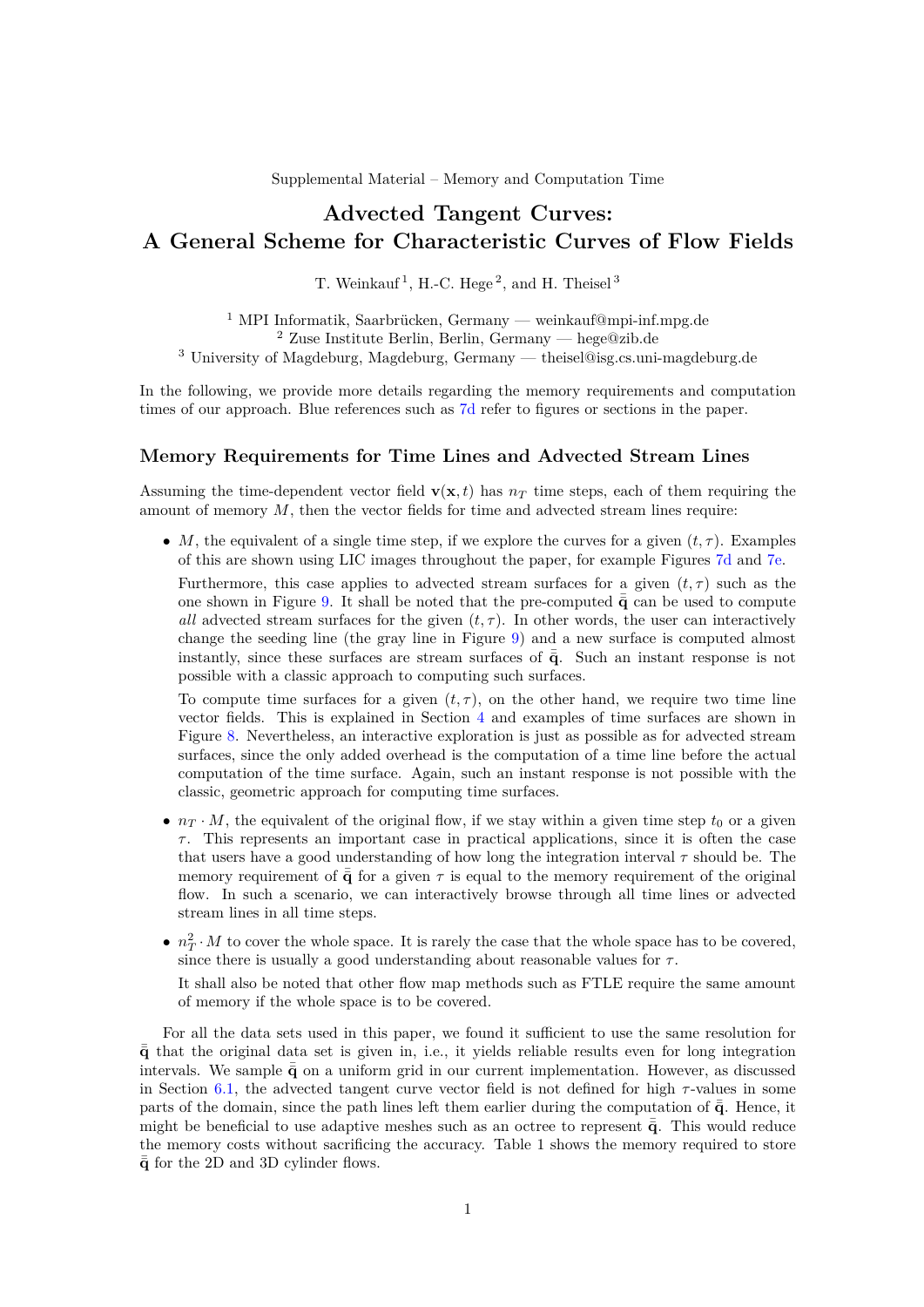Supplemental Material – Memory and Computation Time

# Advected Tangent Curves: A General Scheme for Characteristic Curves of Flow Fields

T. Weinkauf [1], H.-C. Hege [2], and H. Theisel [3]

[1] MPI Informatik, Saarbrücken, Germany — weinkauf@mpi-inf.mpg.de
[2] Zuse Institute Berlin, Berlin, Germany — hege@zib.de
[3] University of Magdeburg, Magdeburg, Germany — theisel@isg.cs.uni-magdeburg.de

In the following, we provide more details regarding the memory requirements and computation times of our approach. Blue references such as 7d refer to figures or sections in the paper.

## Memory Requirements for Time Lines and Advected Stream Lines

Assuming the time-dependent vector field $\mathbf{v}(\mathbf{x}, t)$ has $n_T$ time steps, each of them requiring the amount of memory $M$, then the vector fields for time and advected stream lines require:

- $M$, the equivalent of a single time step, if we explore the curves for a given $(t, \tau)$. Examples of this are shown using LIC images throughout the paper, for example Figures 7d and 7e.

  Furthermore, this case applies to advected stream surfaces for a given $(t, \tau)$ such as the one shown in Figure 9. It shall be noted that the pre-computed $\bar{\bar{\mathbf{q}}}$ can be used to compute *all* advected stream surfaces for the given $(t, \tau)$. In other words, the user can interactively change the seeding line (the gray line in Figure 9) and a new surface is computed almost instantly, since these surfaces are stream surfaces of $\bar{\bar{\mathbf{q}}}$. Such an instant response is not possible with a classic approach to computing such surfaces.

  To compute time surfaces for a given $(t, \tau)$, on the other hand, we require two time line vector fields. This is explained in Section 4 and examples of time surfaces are shown in Figure 8. Nevertheless, an interactive exploration is just as possible as for advected stream surfaces, since the only added overhead is the computation of a time line before the actual computation of the time surface. Again, such an instant response is not possible with the classic, geometric approach for computing time surfaces.

- $n_T \cdot M$, the equivalent of the original flow, if we stay within a given time step $t_0$ or a given $\tau$. This represents an important case in practical applications, since it is often the case that users have a good understanding of how long the integration interval $\tau$ should be. The memory requirement of $\bar{\bar{\mathbf{q}}}$ for a given $\tau$ is equal to the memory requirement of the original flow. In such a scenario, we can interactively browse through all time lines or advected stream lines in all time steps.

- $n_T^2 \cdot M$ to cover the whole space. It is rarely the case that the whole space has to be covered, since there is usually a good understanding about reasonable values for $\tau$.

  It shall also be noted that other flow map methods such as FTLE require the same amount of memory if the whole space is to be covered.

For all the data sets used in this paper, we found it sufficient to use the same resolution for $\bar{\bar{\mathbf{q}}}$ that the original data set is given in, i.e., it yields reliable results even for long integration intervals. We sample $\bar{\bar{\mathbf{q}}}$ on a uniform grid in our current implementation. However, as discussed in Section 6.1, the advected tangent curve vector field is not defined for high $\tau$-values in some parts of the domain, since the path lines left them earlier during the computation of $\bar{\bar{\mathbf{q}}}$. Hence, it might be beneficial to use adaptive meshes such as an octree to represent $\bar{\bar{\mathbf{q}}}$. This would reduce the memory costs without sacrificing the accuracy. Table 1 shows the memory required to store $\bar{\bar{\mathbf{q}}}$ for the 2D and 3D cylinder flows.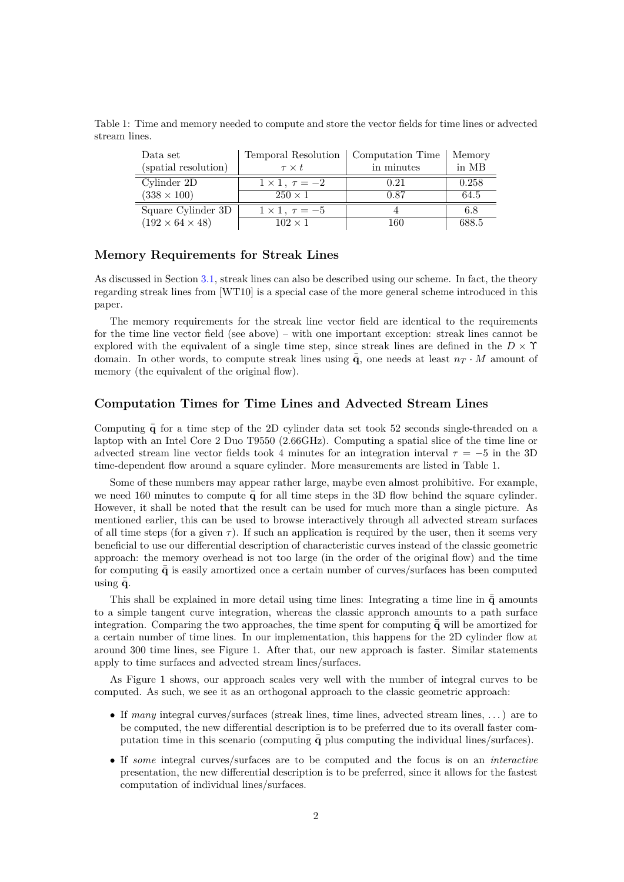Table 1: Time and memory needed to compute and store the vector fields for time lines or advected stream lines.

| Data set (spatial resolution) | Temporal Resolution $\tau \times t$ | Computation Time in minutes | Memory in MB |
|---|---|---|---|
| Cylinder 2D | $1 \times 1,\ \tau = -2$ | 0.21 | 0.258 |
| $(338 \times 100)$ | $250 \times 1$ | 0.87 | 64.5 |
| Square Cylinder 3D | $1 \times 1,\ \tau = -5$ | 4 | 6.8 |
| $(192 \times 64 \times 48)$ | $102 \times 1$ | 160 | 688.5 |

## Memory Requirements for Streak Lines

As discussed in Section 3.1, streak lines can also be described using our scheme. In fact, the theory regarding streak lines from [WT10] is a special case of the more general scheme introduced in this paper.

The memory requirements for the streak line vector field are identical to the requirements for the time line vector field (see above) – with one important exception: streak lines cannot be explored with the equivalent of a single time step, since streak lines are defined in the $D \times \Upsilon$ domain. In other words, to compute streak lines using $\bar{\mathbf{q}}$, one needs at least $n_T \cdot M$ amount of memory (the equivalent of the original flow).

## Computation Times for Time Lines and Advected Stream Lines

Computing $\bar{\bar{\mathbf{q}}}$ for a time step of the 2D cylinder data set took 52 seconds single-threaded on a laptop with an Intel Core 2 Duo T9550 (2.66GHz). Computing a spatial slice of the time line or advected stream line vector fields took 4 minutes for an integration interval $\tau = -5$ in the 3D time-dependent flow around a square cylinder. More measurements are listed in Table 1.

Some of these numbers may appear rather large, maybe even almost prohibitive. For example, we need 160 minutes to compute $\bar{\bar{\mathbf{q}}}$ for all time steps in the 3D flow behind the square cylinder. However, it shall be noted that the result can be used for much more than a single picture. As mentioned earlier, this can be used to browse interactively through all advected stream surfaces of all time steps (for a given $\tau$). If such an application is required by the user, then it seems very beneficial to use our differential description of characteristic curves instead of the classic geometric approach: the memory overhead is not too large (in the order of the original flow) and the time for computing $\bar{\bar{\mathbf{q}}}$ is easily amortized once a certain number of curves/surfaces has been computed using $\bar{\bar{\mathbf{q}}}$.

This shall be explained in more detail using time lines: Integrating a time line in $\bar{\bar{\mathbf{q}}}$ amounts to a simple tangent curve integration, whereas the classic approach amounts to a path surface integration. Comparing the two approaches, the time spent for computing $\bar{\bar{\mathbf{q}}}$ will be amortized for a certain number of time lines. In our implementation, this happens for the 2D cylinder flow at around 300 time lines, see Figure 1. After that, our new approach is faster. Similar statements apply to time surfaces and advected stream lines/surfaces.

As Figure 1 shows, our approach scales very well with the number of integral curves to be computed. As such, we see it as an orthogonal approach to the classic geometric approach:

- If *many* integral curves/surfaces (streak lines, time lines, advected stream lines, ...) are to be computed, the new differential description is to be preferred due to its overall faster computation time in this scenario (computing $\bar{\bar{\mathbf{q}}}$ plus computing the individual lines/surfaces).
- If *some* integral curves/surfaces are to be computed and the focus is on an *interactive* presentation, the new differential description is to be preferred, since it allows for the fastest computation of individual lines/surfaces.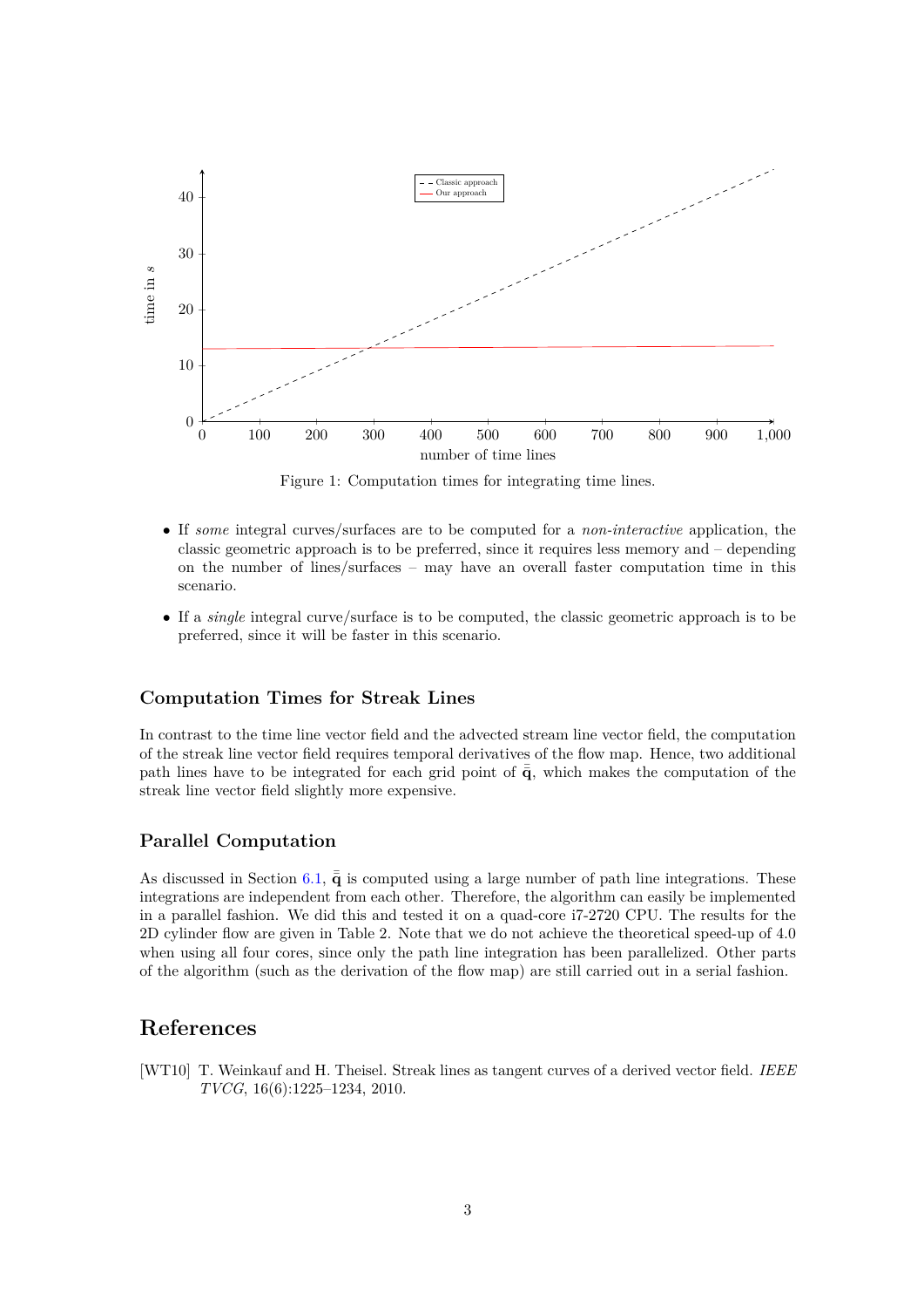Figure 1: Computation times for integrating time lines.

- If *some* integral curves/surfaces are to be computed for a *non-interactive* application, the classic geometric approach is to be preferred, since it requires less memory and – depending on the number of lines/surfaces – may have an overall faster computation time in this scenario.
- If a *single* integral curve/surface is to be computed, the classic geometric approach is to be preferred, since it will be faster in this scenario.

### Computation Times for Streak Lines

In contrast to the time line vector field and the advected stream line vector field, the computation of the streak line vector field requires temporal derivatives of the flow map. Hence, two additional path lines have to be integrated for each grid point of $\bar{\bar{\mathbf{q}}}$, which makes the computation of the streak line vector field slightly more expensive.

### Parallel Computation

As discussed in Section 6.1, $\bar{\bar{\mathbf{q}}}$ is computed using a large number of path line integrations. These integrations are independent from each other. Therefore, the algorithm can easily be implemented in a parallel fashion. We did this and tested it on a quad-core i7-2720 CPU. The results for the 2D cylinder flow are given in Table 2. Note that we do not achieve the theoretical speed-up of 4.0 when using all four cores, since only the path line integration has been parallelized. Other parts of the algorithm (such as the derivation of the flow map) are still carried out in a serial fashion.

## References

[WT10] T. Weinkauf and H. Theisel. Streak lines as tangent curves of a derived vector field. *IEEE TVCG*, 16(6):1225–1234, 2010.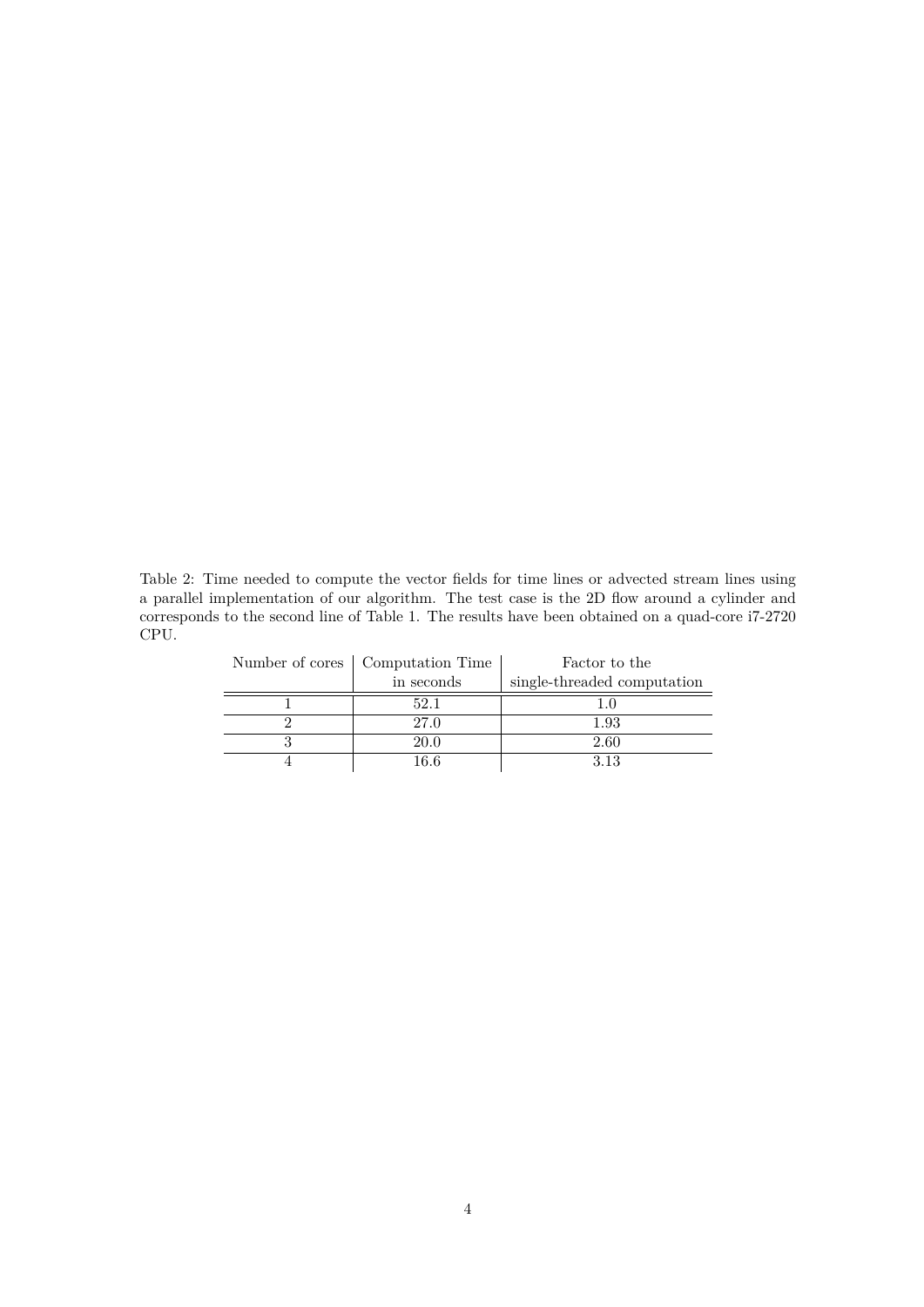Table 2: Time needed to compute the vector fields for time lines or advected stream lines using a parallel implementation of our algorithm. The test case is the 2D flow around a cylinder and corresponds to the second line of Table 1. The results have been obtained on a quad-core i7-2720 CPU.

| Number of cores | Computation Time in seconds | Factor to the single-threaded computation |
|---|---|---|
| 1 | 52.1 | 1.0 |
| 2 | 27.0 | 1.93 |
| 3 | 20.0 | 2.60 |
| 4 | 16.6 | 3.13 |